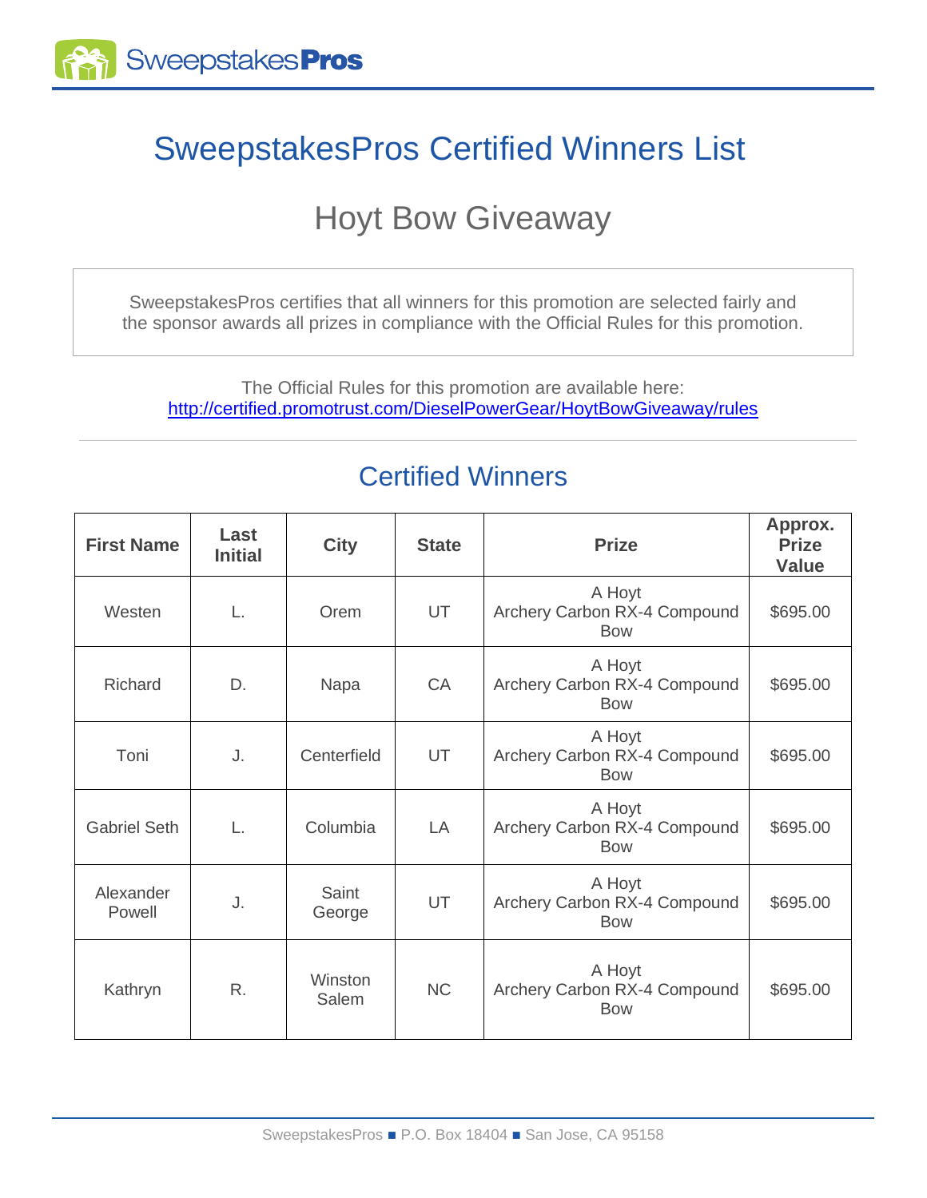# SweepstakesPros Certified Winners List

## Hoyt Bow Giveaway

SweepstakesPros certifies that all winners for this promotion are selected fairly and the sponsor awards all prizes in compliance with the Official Rules for this promotion.

The Official Rules for this promotion are available here:
http://certified.promotrust.com/DieselPowerGear/HoytBowGiveaway/rules

## Certified Winners

| First Name | Last Initial | City | State | Prize | Approx. Prize Value |
|---|---|---|---|---|---|
| Westen | L. | Orem | UT | A Hoyt Archery Carbon RX-4 Compound Bow | $695.00 |
| Richard | D. | Napa | CA | A Hoyt Archery Carbon RX-4 Compound Bow | $695.00 |
| Toni | J. | Centerfield | UT | A Hoyt Archery Carbon RX-4 Compound Bow | $695.00 |
| Gabriel Seth | L. | Columbia | LA | A Hoyt Archery Carbon RX-4 Compound Bow | $695.00 |
| Alexander Powell | J. | Saint George | UT | A Hoyt Archery Carbon RX-4 Compound Bow | $695.00 |
| Kathryn | R. | Winston Salem | NC | A Hoyt Archery Carbon RX-4 Compound Bow | $695.00 |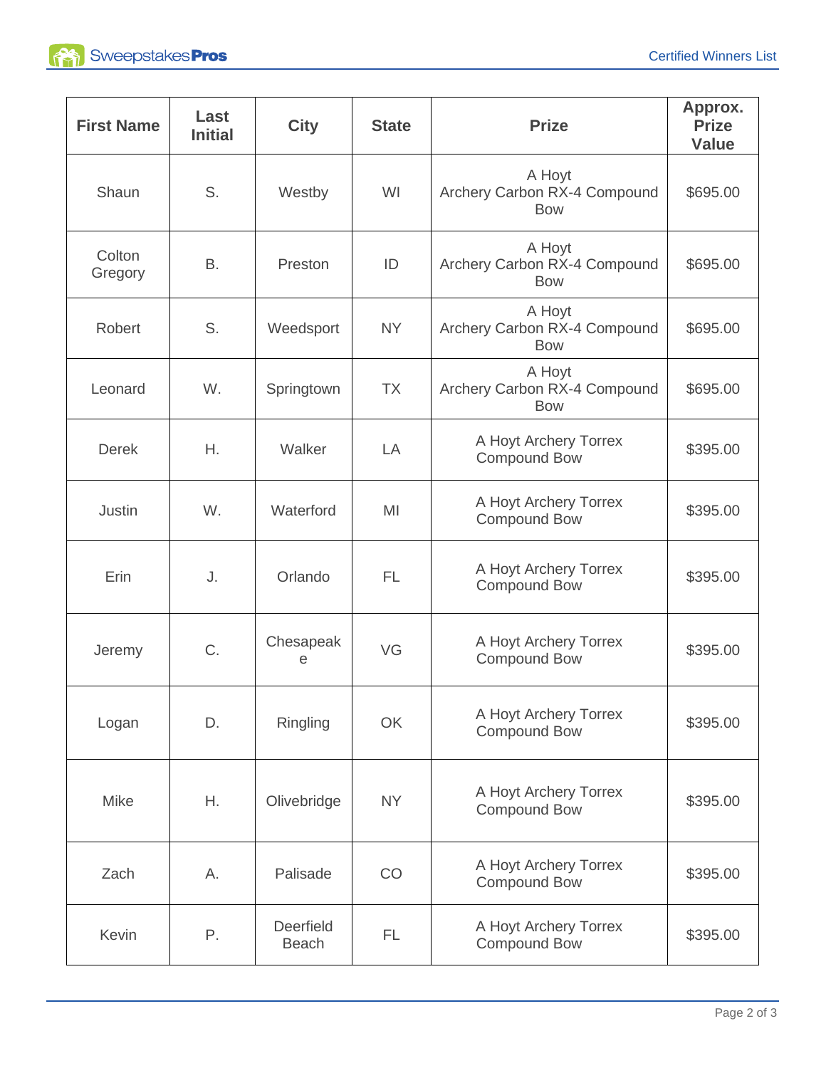| First Name | Last Initial | City | State | Prize | Approx. Prize Value |
|---|---|---|---|---|---|
| Shaun | S. | Westby | WI | A Hoyt Archery Carbon RX-4 Compound Bow | $695.00 |
| Colton Gregory | B. | Preston | ID | A Hoyt Archery Carbon RX-4 Compound Bow | $695.00 |
| Robert | S. | Weedsport | NY | A Hoyt Archery Carbon RX-4 Compound Bow | $695.00 |
| Leonard | W. | Springtown | TX | A Hoyt Archery Carbon RX-4 Compound Bow | $695.00 |
| Derek | H. | Walker | LA | A Hoyt Archery Torrex Compound Bow | $395.00 |
| Justin | W. | Waterford | MI | A Hoyt Archery Torrex Compound Bow | $395.00 |
| Erin | J. | Orlando | FL | A Hoyt Archery Torrex Compound Bow | $395.00 |
| Jeremy | C. | Chesapeake | VG | A Hoyt Archery Torrex Compound Bow | $395.00 |
| Logan | D. | Ringling | OK | A Hoyt Archery Torrex Compound Bow | $395.00 |
| Mike | H. | Olivebridge | NY | A Hoyt Archery Torrex Compound Bow | $395.00 |
| Zach | A. | Palisade | CO | A Hoyt Archery Torrex Compound Bow | $395.00 |
| Kevin | P. | Deerfield Beach | FL | A Hoyt Archery Torrex Compound Bow | $395.00 |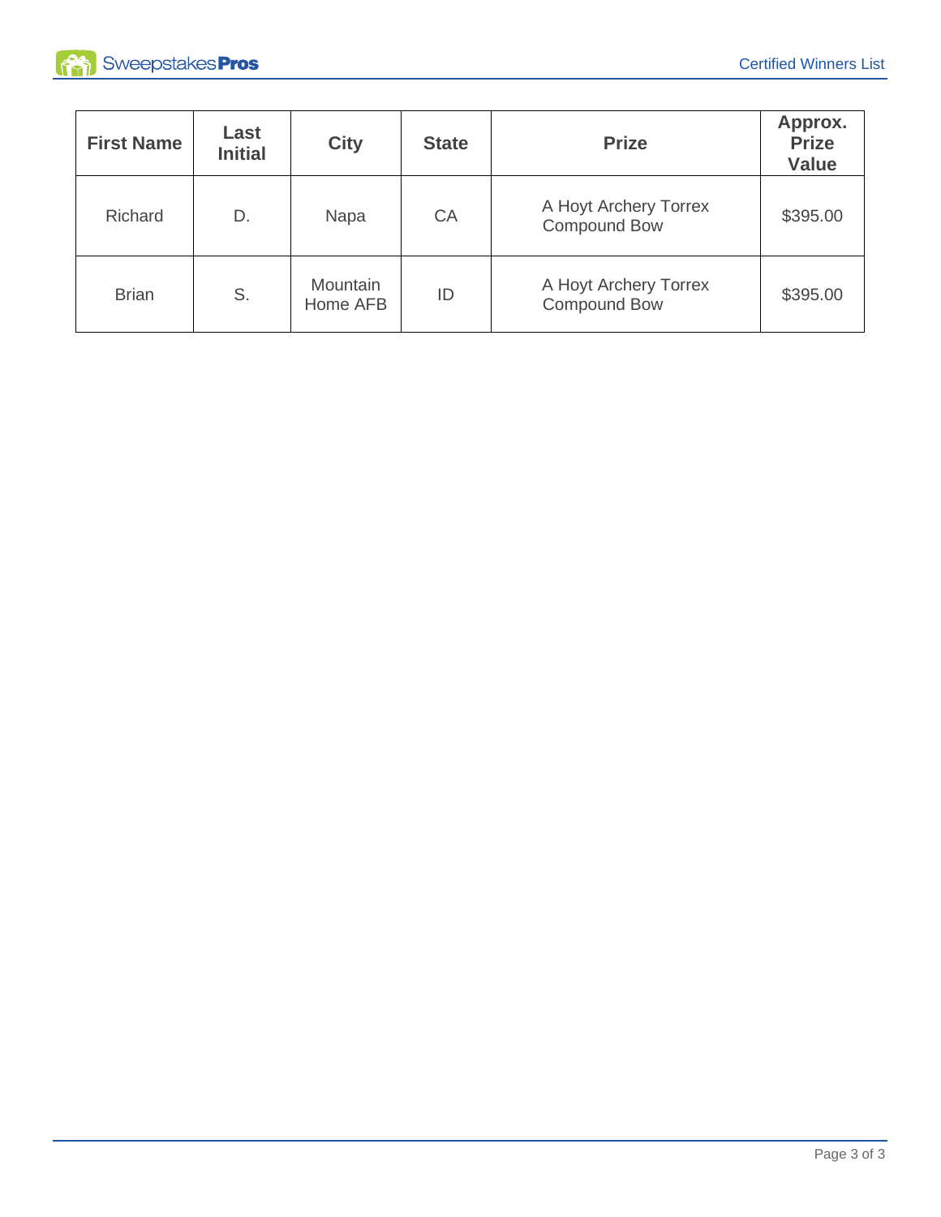| First Name | Last Initial | City | State | Prize | Approx. Prize Value |
|---|---|---|---|---|---|
| Richard | D. | Napa | CA | A Hoyt Archery Torrex Compound Bow | $395.00 |
| Brian | S. | Mountain Home AFB | ID | A Hoyt Archery Torrex Compound Bow | $395.00 |